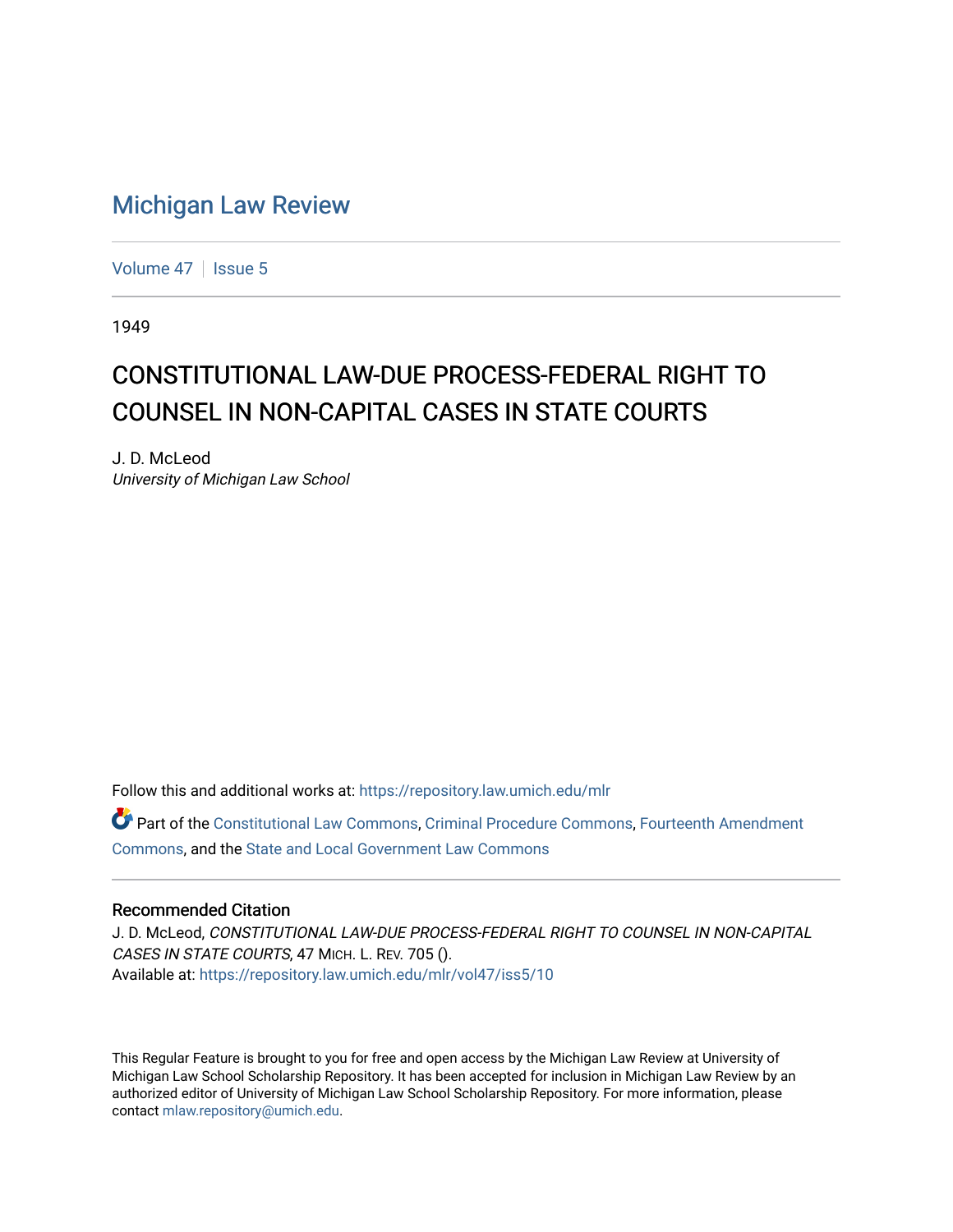# Michigan Law Review

Volume 47 | Issue 5

1949

## CONSTITUTIONAL LAW-DUE PROCESS-FEDERAL RIGHT TO COUNSEL IN NON-CAPITAL CASES IN STATE COURTS

J. D. McLeod
*University of Michigan Law School*

Follow this and additional works at: https://repository.law.umich.edu/mlr

Part of the Constitutional Law Commons, Criminal Procedure Commons, Fourteenth Amendment Commons, and the State and Local Government Law Commons

### Recommended Citation

J. D. McLeod, *CONSTITUTIONAL LAW-DUE PROCESS-FEDERAL RIGHT TO COUNSEL IN NON-CAPITAL CASES IN STATE COURTS*, 47 MICH. L. REV. 705 ().
Available at: https://repository.law.umich.edu/mlr/vol47/iss5/10

This Regular Feature is brought to you for free and open access by the Michigan Law Review at University of Michigan Law School Scholarship Repository. It has been accepted for inclusion in Michigan Law Review by an authorized editor of University of Michigan Law School Scholarship Repository. For more information, please contact mlaw.repository@umich.edu.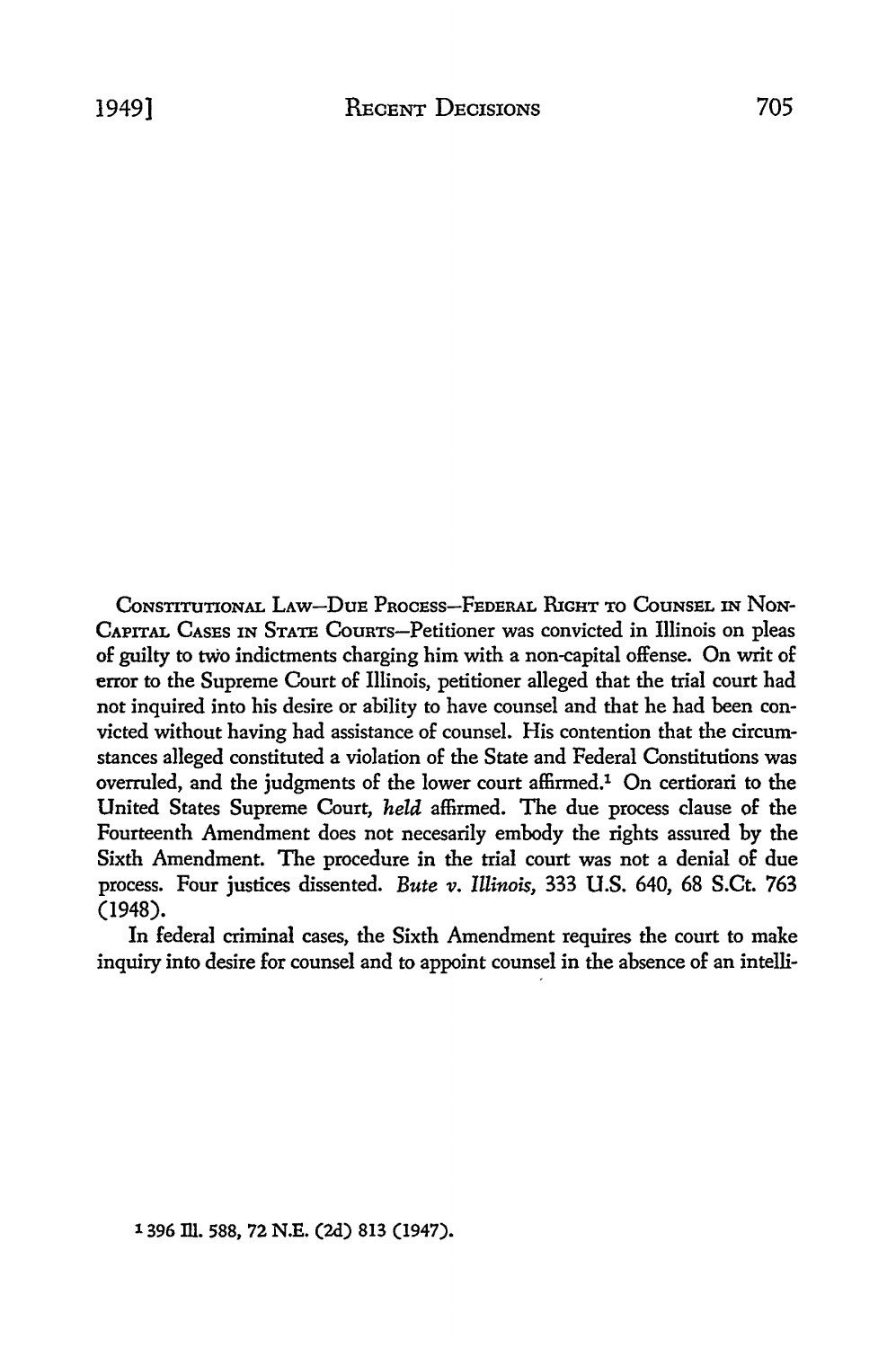CONSTITUTIONAL LAW—DUE PROCESS—FEDERAL RIGHT TO COUNSEL IN NON-CAPITAL CASES IN STATE COURTS—Petitioner was convicted in Illinois on pleas of guilty to two indictments charging him with a non-capital offense. On writ of error to the Supreme Court of Illinois, petitioner alleged that the trial court had not inquired into his desire or ability to have counsel and that he had been convicted without having had assistance of counsel. His contention that the circumstances alleged constituted a violation of the State and Federal Constitutions was overruled, and the judgments of the lower court affirmed.[1] On certiorari to the United States Supreme Court, *held* affirmed. The due process clause of the Fourteenth Amendment does not necesarily embody the rights assured by the Sixth Amendment. The procedure in the trial court was not a denial of due process. Four justices dissented. *Bute v. Illinois,* 333 U.S. 640, 68 S.Ct. 763 (1948).

In federal criminal cases, the Sixth Amendment requires the court to make inquiry into desire for counsel and to appoint counsel in the absence of an intelli-

[1] 396 Ill. 588, 72 N.E. (2d) 813 (1947).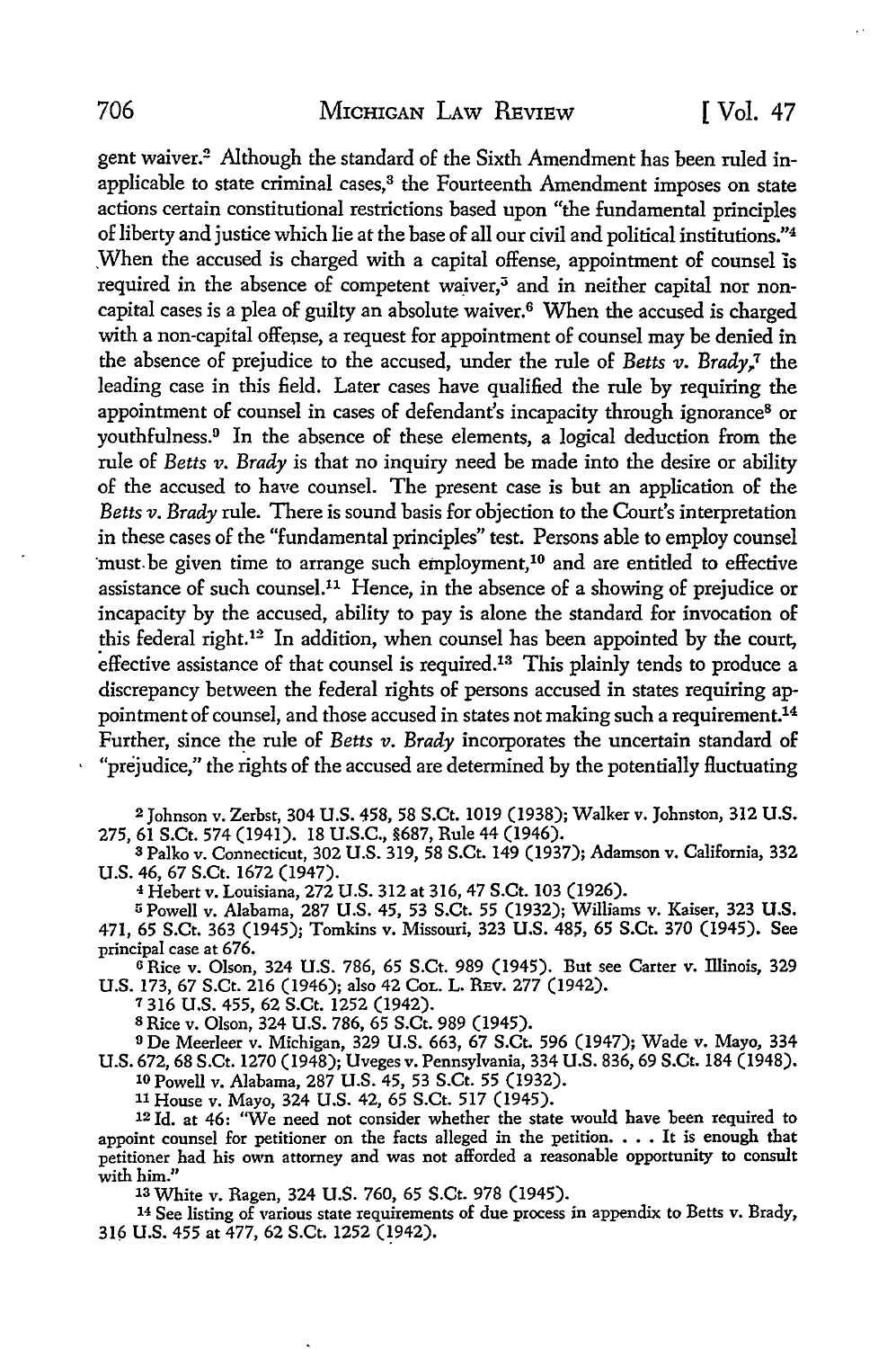gent waiver.[2] Although the standard of the Sixth Amendment has been ruled inapplicable to state criminal cases,[3] the Fourteenth Amendment imposes on state actions certain constitutional restrictions based upon "the fundamental principles of liberty and justice which lie at the base of all our civil and political institutions."[4] When the accused is charged with a capital offense, appointment of counsel is required in the absence of competent waiver,[5] and in neither capital nor non-capital cases is a plea of guilty an absolute waiver.[6] When the accused is charged with a non-capital offense, a request for appointment of counsel may be denied in the absence of prejudice to the accused, under the rule of *Betts v. Brady*,[7] the leading case in this field. Later cases have qualified the rule by requiring the appointment of counsel in cases of defendant's incapacity through ignorance[8] or youthfulness.[9] In the absence of these elements, a logical deduction from the rule of *Betts v. Brady* is that no inquiry need be made into the desire or ability of the accused to have counsel. The present case is but an application of the *Betts v. Brady* rule. There is sound basis for objection to the Court's interpretation in these cases of the "fundamental principles" test. Persons able to employ counsel must be given time to arrange such employment,[10] and are entitled to effective assistance of such counsel.[11] Hence, in the absence of a showing of prejudice or incapacity by the accused, ability to pay is alone the standard for invocation of this federal right.[12] In addition, when counsel has been appointed by the court, effective assistance of that counsel is required.[13] This plainly tends to produce a discrepancy between the federal rights of persons accused in states requiring appointment of counsel, and those accused in states not making such a requirement.[14] Further, since the rule of *Betts v. Brady* incorporates the uncertain standard of "prejudice," the rights of the accused are determined by the potentially fluctuating

[2] Johnson v. Zerbst, 304 U.S. 458, 58 S.Ct. 1019 (1938); Walker v. Johnston, 312 U.S. 275, 61 S.Ct. 574 (1941). 18 U.S.C., §687, Rule 44 (1946).

[3] Palko v. Connecticut, 302 U.S. 319, 58 S.Ct. 149 (1937); Adamson v. California, 332 U.S. 46, 67 S.Ct. 1672 (1947).

[4] Hebert v. Louisiana, 272 U.S. 312 at 316, 47 S.Ct. 103 (1926).

[5] Powell v. Alabama, 287 U.S. 45, 53 S.Ct. 55 (1932); Williams v. Kaiser, 323 U.S. 471, 65 S.Ct. 363 (1945); Tomkins v. Missouri, 323 U.S. 485, 65 S.Ct. 370 (1945). See principal case at 676.

[6] Rice v. Olson, 324 U.S. 786, 65 S.Ct. 989 (1945). But see Carter v. Illinois, 329 U.S. 173, 67 S.Ct. 216 (1946); also 42 Col. L. Rev. 277 (1942).

[7] 316 U.S. 455, 62 S.Ct. 1252 (1942).

[8] Rice v. Olson, 324 U.S. 786, 65 S.Ct. 989 (1945).

[9] De Meerleer v. Michigan, 329 U.S. 663, 67 S.Ct. 596 (1947); Wade v. Mayo, 334 U.S. 672, 68 S.Ct. 1270 (1948); Uveges v. Pennsylvania, 334 U.S. 836, 69 S.Ct. 184 (1948).

[10] Powell v. Alabama, 287 U.S. 45, 53 S.Ct. 55 (1932).

[11] House v. Mayo, 324 U.S. 42, 65 S.Ct. 517 (1945).

[12] Id. at 46: "We need not consider whether the state would have been required to appoint counsel for petitioner on the facts alleged in the petition. . . . It is enough that petitioner had his own attorney and was not afforded a reasonable opportunity to consult with him."

[13] White v. Ragen, 324 U.S. 760, 65 S.Ct. 978 (1945).

[14] See listing of various state requirements of due process in appendix to Betts v. Brady, 316 U.S. 455 at 477, 62 S.Ct. 1252 (1942).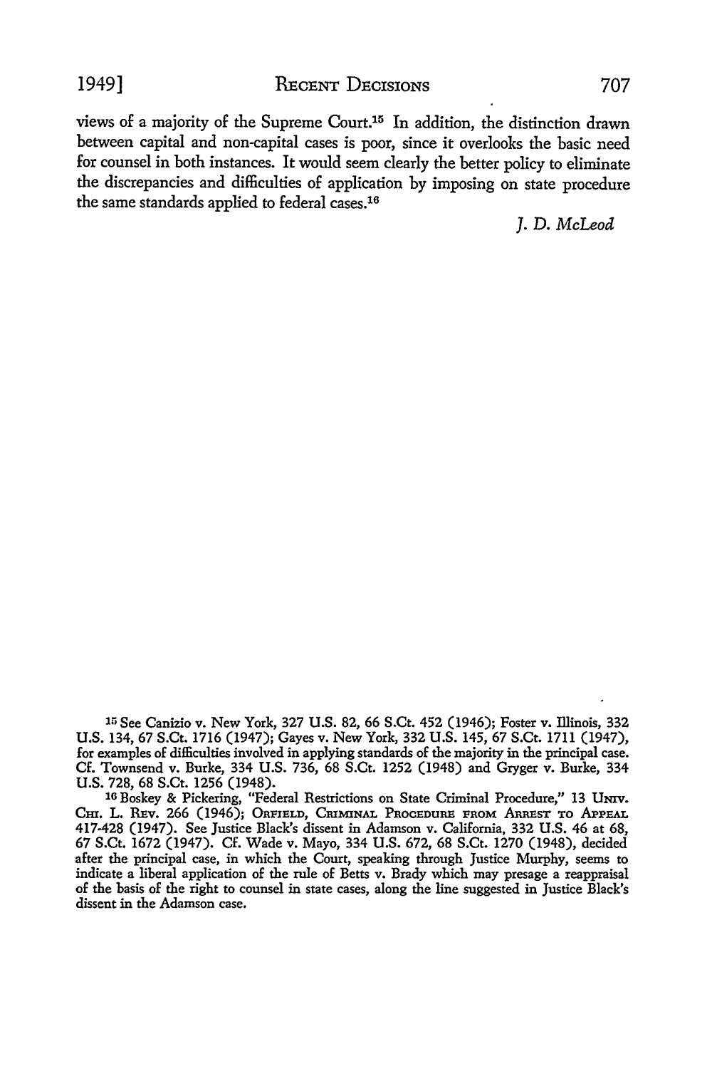views of a majority of the Supreme Court.[15] In addition, the distinction drawn between capital and non-capital cases is poor, since it overlooks the basic need for counsel in both instances. It would seem clearly the better policy to eliminate the discrepancies and difficulties of application by imposing on state procedure the same standards applied to federal cases.[16]

*J. D. McLeod*

[15] See Canizio v. New York, 327 U.S. 82, 66 S.Ct. 452 (1946); Foster v. Illinois, 332 U.S. 134, 67 S.Ct. 1716 (1947); Gayes v. New York, 332 U.S. 145, 67 S.Ct. 1711 (1947), for examples of difficulties involved in applying standards of the majority in the principal case. Cf. Townsend v. Burke, 334 U.S. 736, 68 S.Ct. 1252 (1948) and Gryger v. Burke, 334 U.S. 728, 68 S.Ct. 1256 (1948).

[16] Boskey & Pickering, "Federal Restrictions on State Criminal Procedure," 13 UNIV. CHI. L. REV. 266 (1946); ORFIELD, CRIMINAL PROCEDURE FROM ARREST TO APPEAL 417-428 (1947). See Justice Black's dissent in Adamson v. California, 332 U.S. 46 at 68, 67 S.Ct. 1672 (1947). Cf. Wade v. Mayo, 334 U.S. 672, 68 S.Ct. 1270 (1948), decided after the principal case, in which the Court, speaking through Justice Murphy, seems to indicate a liberal application of the rule of Betts v. Brady which may presage a reappraisal of the basis of the right to counsel in state cases, along the line suggested in Justice Black's dissent in the Adamson case.